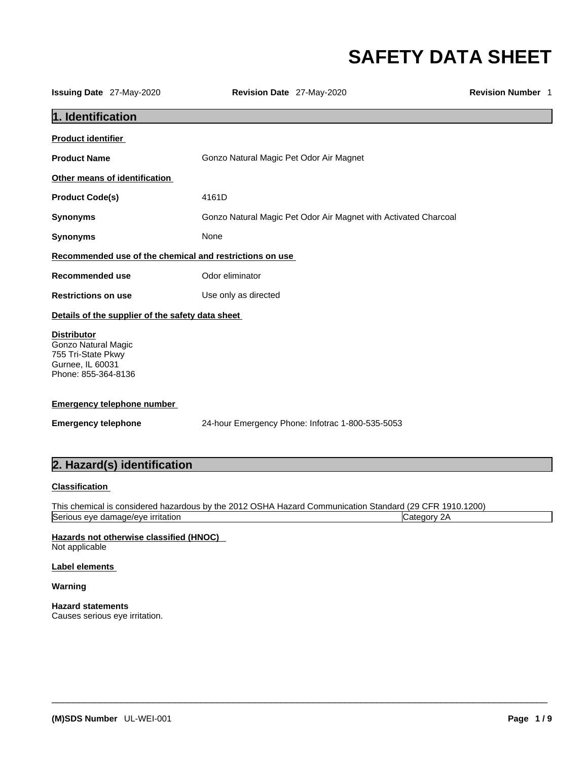# SAFETY DATA SHEET

**Issuing Date** 27-May-2020 **Revision Date** 27-May-2020 **Revision Number** 1

## 1. Identification

**Product identifier**

**Product Name** Gonzo Natural Magic Pet Odor Air Magnet

**Other means of identification**

**Product Code(s)** 4161D

**Synonyms** Gonzo Natural Magic Pet Odor Air Magnet with Activated Charcoal

**Synonyms** None

**Recommended use of the chemical and restrictions on use**

**Recommended use** Odor eliminator

**Restrictions on use** Use only as directed

**Details of the supplier of the safety data sheet**

**Distributor**
Gonzo Natural Magic
755 Tri-State Pkwy
Gurnee, IL 60031
Phone: 855-364-8136

**Emergency telephone number**

**Emergency telephone** 24-hour Emergency Phone: Infotrac 1-800-535-5053

## 2. Hazard(s) identification

**Classification**

This chemical is considered hazardous by the 2012 OSHA Hazard Communication Standard (29 CFR 1910.1200)

| Serious eye damage/eye irritation | Category 2A |
|---|---|

**Hazards not otherwise classified (HNOC)**
Not applicable

**Label elements**

**Warning**

**Hazard statements**
Causes serious eye irritation.

**(M)SDS Number** UL-WEI-001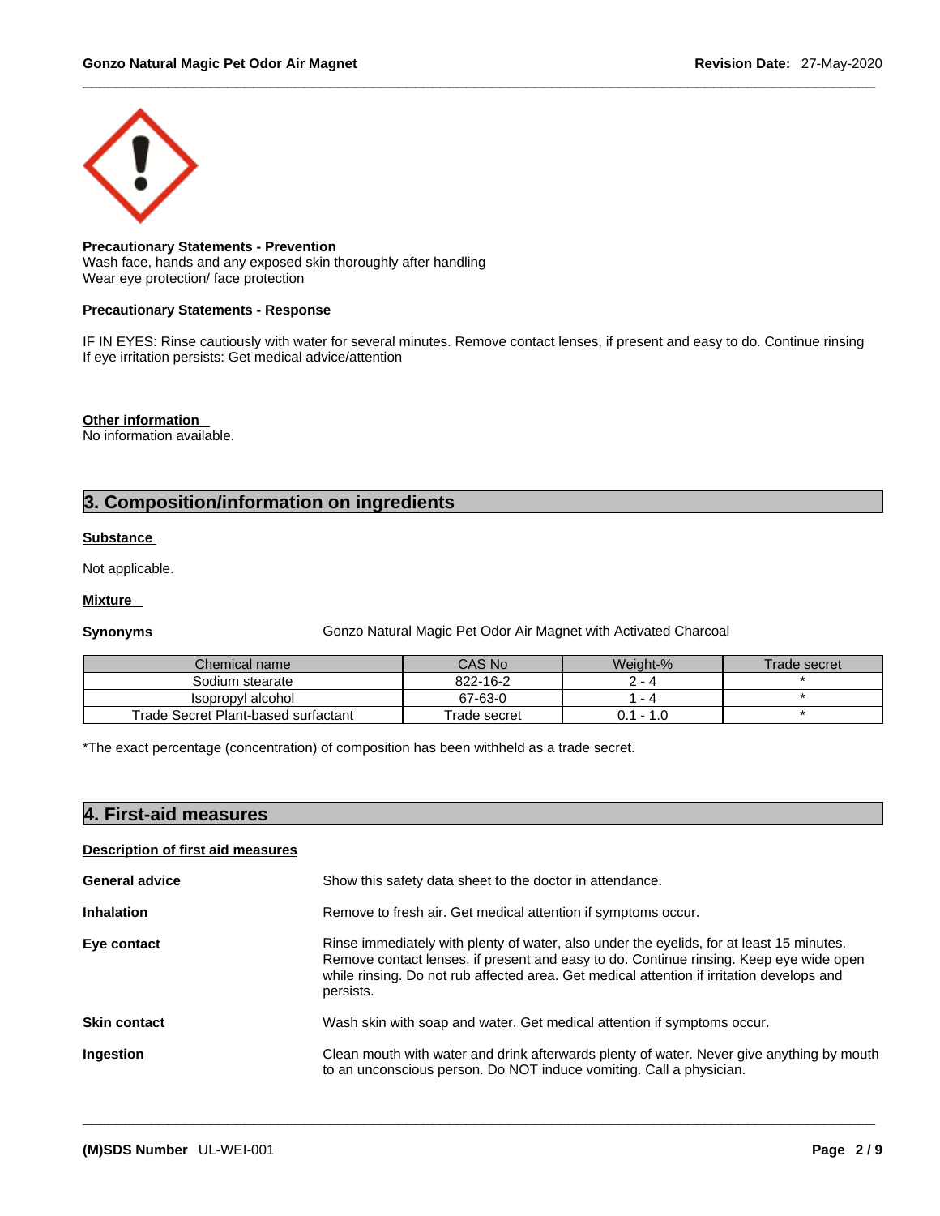**Precautionary Statements - Prevention**
Wash face, hands and any exposed skin thoroughly after handling
Wear eye protection/ face protection

**Precautionary Statements - Response**

IF IN EYES: Rinse cautiously with water for several minutes. Remove contact lenses, if present and easy to do. Continue rinsing
If eye irritation persists: Get medical advice/attention

**Other information**
No information available.

## 3. Composition/information on ingredients

**Substance**

Not applicable.

**Mixture**

**Synonyms** Gonzo Natural Magic Pet Odor Air Magnet with Activated Charcoal

| Chemical name | CAS No | Weight-% | Trade secret |
|---|---|---|---|
| Sodium stearate | 822-16-2 | 2 - 4 | * |
| Isopropyl alcohol | 67-63-0 | 1 - 4 | * |
| Trade Secret Plant-based surfactant | Trade secret | 0.1 - 1.0 | * |

*The exact percentage (concentration) of composition has been withheld as a trade secret.

## 4. First-aid measures

**Description of first aid measures**

**General advice** Show this safety data sheet to the doctor in attendance.

**Inhalation** Remove to fresh air. Get medical attention if symptoms occur.

**Eye contact** Rinse immediately with plenty of water, also under the eyelids, for at least 15 minutes. Remove contact lenses, if present and easy to do. Continue rinsing. Keep eye wide open while rinsing. Do not rub affected area. Get medical attention if irritation develops and persists.

**Skin contact** Wash skin with soap and water. Get medical attention if symptoms occur.

**Ingestion** Clean mouth with water and drink afterwards plenty of water. Never give anything by mouth to an unconscious person. Do NOT induce vomiting. Call a physician.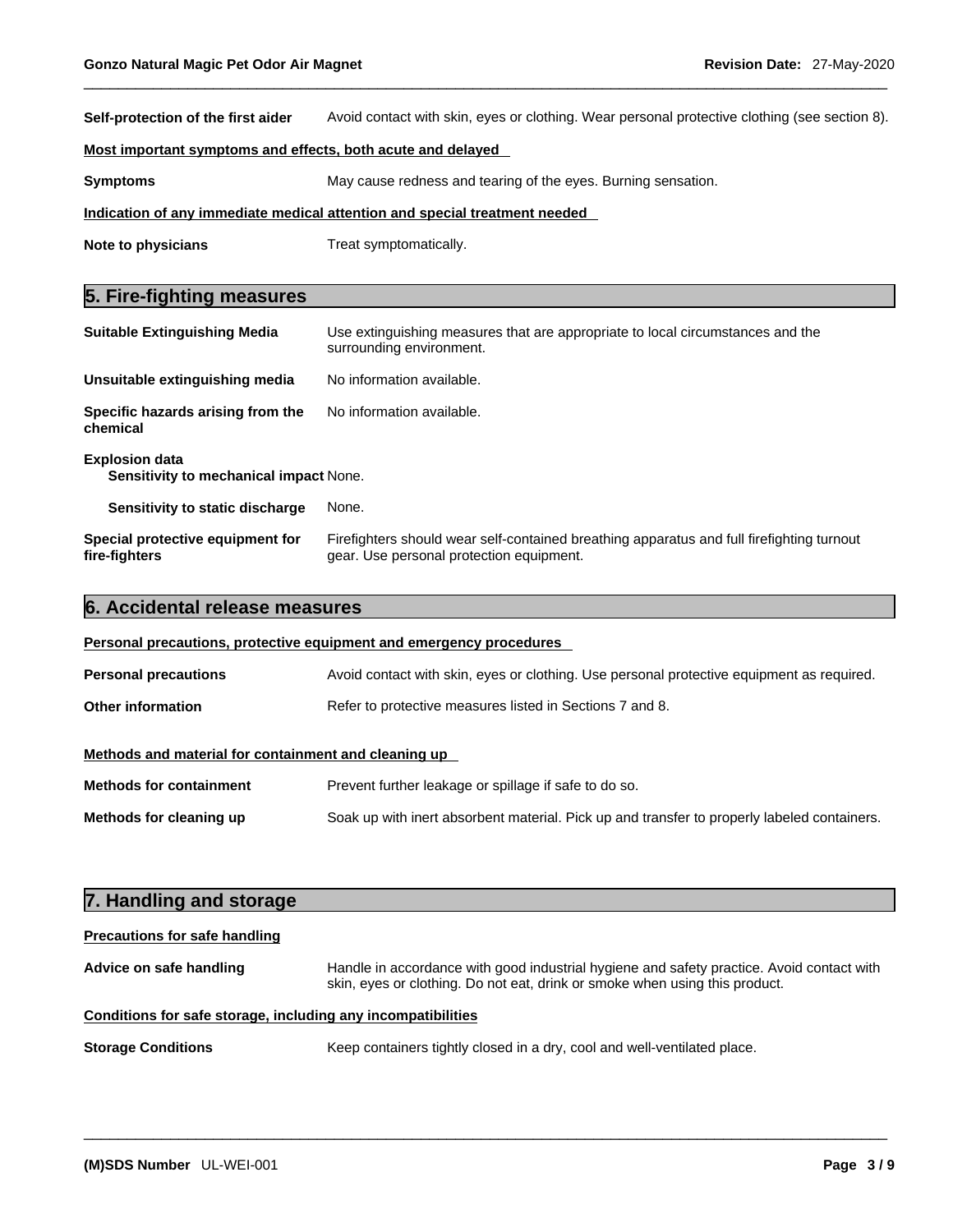**Self-protection of the first aider** Avoid contact with skin, eyes or clothing. Wear personal protective clothing (see section 8).

**Most important symptoms and effects, both acute and delayed**

**Symptoms** May cause redness and tearing of the eyes. Burning sensation.

**Indication of any immediate medical attention and special treatment needed**

**Note to physicians** Treat symptomatically.

## 5. Fire-fighting measures

**Suitable Extinguishing Media** Use extinguishing measures that are appropriate to local circumstances and the surrounding environment.

**Unsuitable extinguishing media** No information available.

**Specific hazards arising from the chemical** No information available.

**Explosion data**

**Sensitivity to mechanical impact** None.

**Sensitivity to static discharge** None.

**Special protective equipment for fire-fighters** Firefighters should wear self-contained breathing apparatus and full firefighting turnout gear. Use personal protection equipment.

## 6. Accidental release measures

**Personal precautions, protective equipment and emergency procedures**

**Personal precautions** Avoid contact with skin, eyes or clothing. Use personal protective equipment as required.

**Other information** Refer to protective measures listed in Sections 7 and 8.

**Methods and material for containment and cleaning up**

**Methods for containment** Prevent further leakage or spillage if safe to do so.

**Methods for cleaning up** Soak up with inert absorbent material. Pick up and transfer to properly labeled containers.

## 7. Handling and storage

**Precautions for safe handling**

**Advice on safe handling** Handle in accordance with good industrial hygiene and safety practice. Avoid contact with skin, eyes or clothing. Do not eat, drink or smoke when using this product.

**Conditions for safe storage, including any incompatibilities**

**Storage Conditions** Keep containers tightly closed in a dry, cool and well-ventilated place.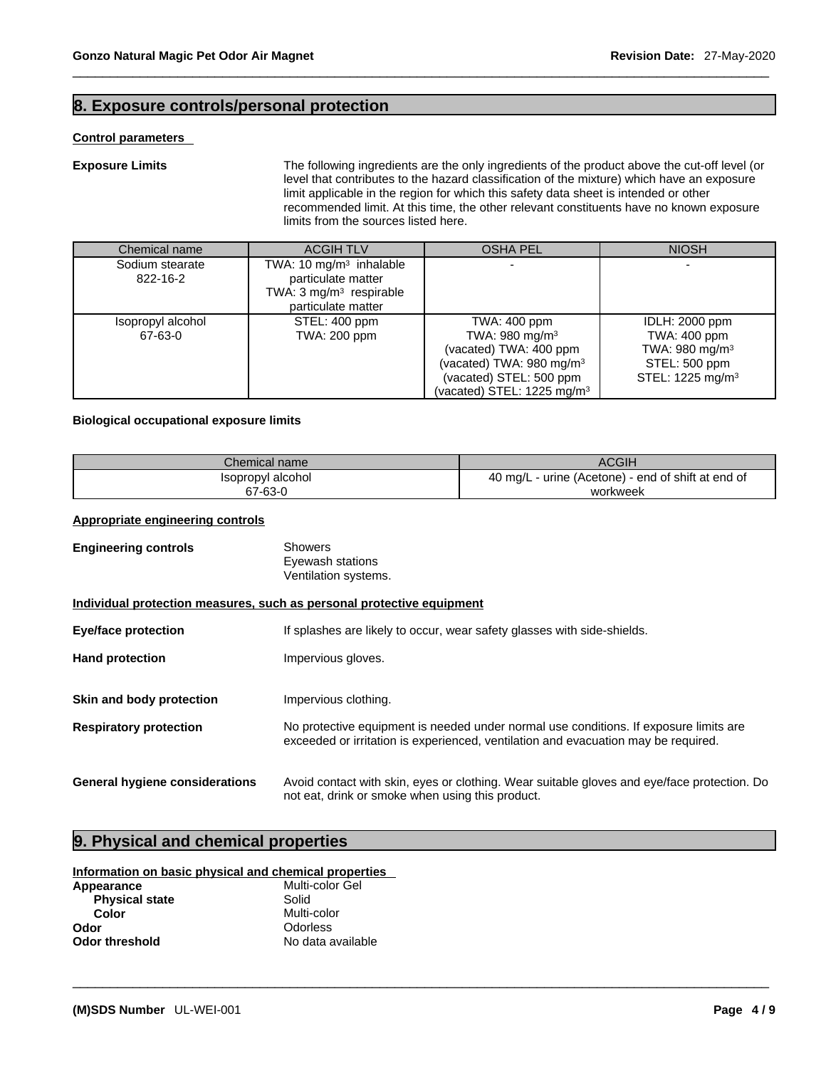## 8. Exposure controls/personal protection

**Control parameters**

**Exposure Limits** The following ingredients are the only ingredients of the product above the cut-off level (or level that contributes to the hazard classification of the mixture) which have an exposure limit applicable in the region for which this safety data sheet is intended or other recommended limit. At this time, the other relevant constituents have no known exposure limits from the sources listed here.

| Chemical name | ACGIH TLV | OSHA PEL | NIOSH |
|---|---|---|---|
| Sodium stearate<br>822-16-2 | TWA: 10 mg/m³ inhalable particulate matter<br>TWA: 3 mg/m³ respirable particulate matter | - | - |
| Isopropyl alcohol<br>67-63-0 | STEL: 400 ppm<br>TWA: 200 ppm | TWA: 400 ppm<br>TWA: 980 mg/m³<br>(vacated) TWA: 400 ppm<br>(vacated) TWA: 980 mg/m³<br>(vacated) STEL: 500 ppm<br>(vacated) STEL: 1225 mg/m³ | IDLH: 2000 ppm<br>TWA: 400 ppm<br>TWA: 980 mg/m³<br>STEL: 500 ppm<br>STEL: 1225 mg/m³ |

**Biological occupational exposure limits**

| Chemical name | ACGIH |
|---|---|
| Isopropyl alcohol<br>67-63-0 | 40 mg/L - urine (Acetone) - end of shift at end of workweek |

**Appropriate engineering controls**

**Engineering controls** Showers
Eyewash stations
Ventilation systems.

**Individual protection measures, such as personal protective equipment**

**Eye/face protection** If splashes are likely to occur, wear safety glasses with side-shields.

**Hand protection** Impervious gloves.

**Skin and body protection** Impervious clothing.

**Respiratory protection** No protective equipment is needed under normal use conditions. If exposure limits are exceeded or irritation is experienced, ventilation and evacuation may be required.

**General hygiene considerations** Avoid contact with skin, eyes or clothing. Wear suitable gloves and eye/face protection. Do not eat, drink or smoke when using this product.

## 9. Physical and chemical properties

**Information on basic physical and chemical properties**

**Appearance** Multi-color Gel
**Physical state** Solid
**Color** Multi-color
**Odor** Odorless
**Odor threshold** No data available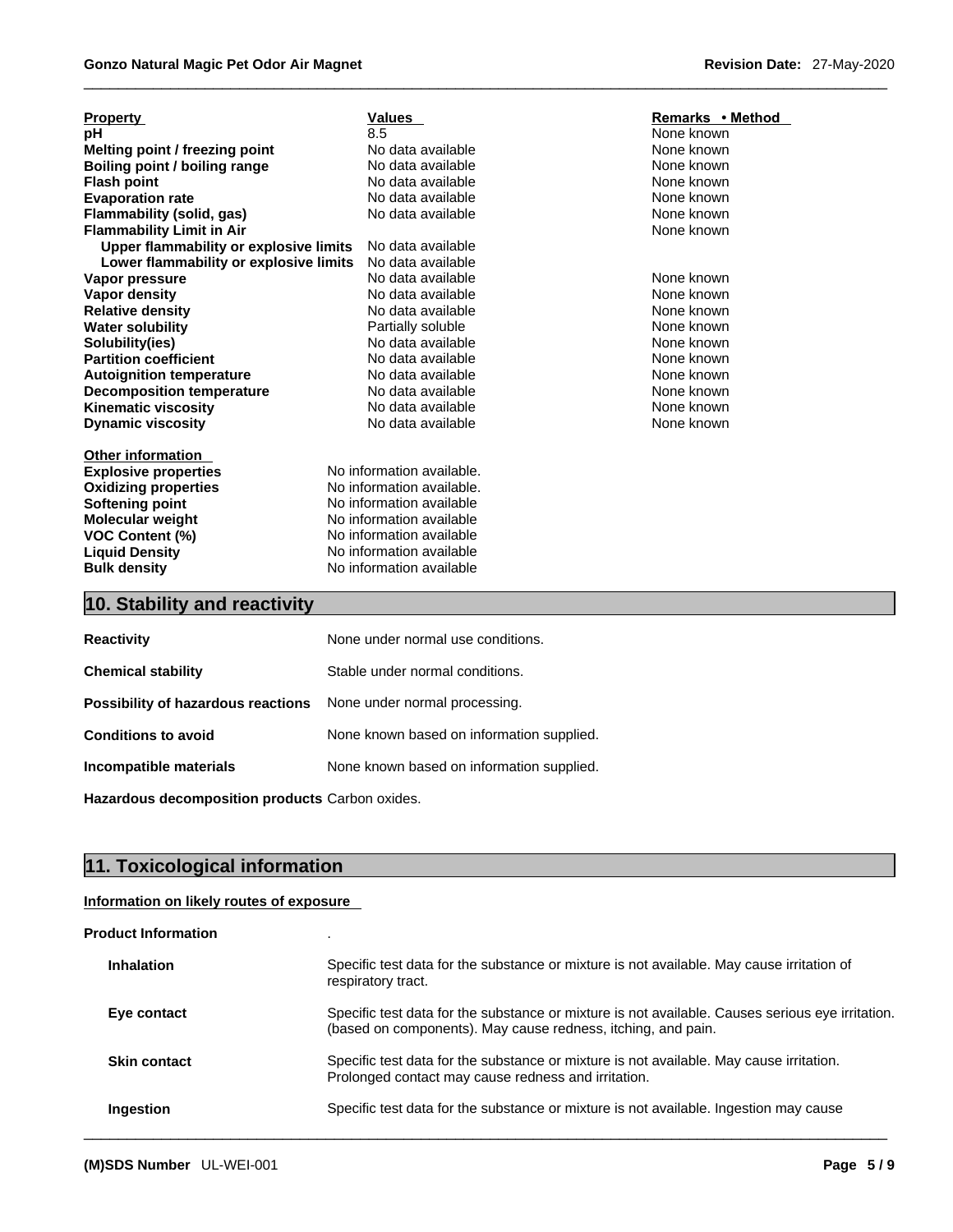| Property | Values | Remarks • Method |
|---|---|---|
| **pH** | 8.5 | None known |
| **Melting point / freezing point** | No data available | None known |
| **Boiling point / boiling range** | No data available | None known |
| **Flash point** | No data available | None known |
| **Evaporation rate** | No data available | None known |
| **Flammability (solid, gas)** | No data available | None known |
| **Flammability Limit in Air** | | None known |
| **Upper flammability or explosive limits** | No data available | |
| **Lower flammability or explosive limits** | No data available | |
| **Vapor pressure** | No data available | None known |
| **Vapor density** | No data available | None known |
| **Relative density** | No data available | None known |
| **Water solubility** | Partially soluble | None known |
| **Solubility(ies)** | No data available | None known |
| **Partition coefficient** | No data available | None known |
| **Autoignition temperature** | No data available | None known |
| **Decomposition temperature** | No data available | None known |
| **Kinematic viscosity** | No data available | None known |
| **Dynamic viscosity** | No data available | None known |

**Other information**

| | |
|---|---|
| **Explosive properties** | No information available. |
| **Oxidizing properties** | No information available. |
| **Softening point** | No information available |
| **Molecular weight** | No information available |
| **VOC Content (%)** | No information available |
| **Liquid Density** | No information available |
| **Bulk density** | No information available |

## 10. Stability and reactivity

**Reactivity** None under normal use conditions.

**Chemical stability** Stable under normal conditions.

**Possibility of hazardous reactions** None under normal processing.

**Conditions to avoid** None known based on information supplied.

**Incompatible materials** None known based on information supplied.

**Hazardous decomposition products** Carbon oxides.

## 11. Toxicological information

**Information on likely routes of exposure**

**Product Information** .

**Inhalation** Specific test data for the substance or mixture is not available. May cause irritation of respiratory tract.

**Eye contact** Specific test data for the substance or mixture is not available. Causes serious eye irritation. (based on components). May cause redness, itching, and pain.

**Skin contact** Specific test data for the substance or mixture is not available. May cause irritation. Prolonged contact may cause redness and irritation.

**Ingestion** Specific test data for the substance or mixture is not available. Ingestion may cause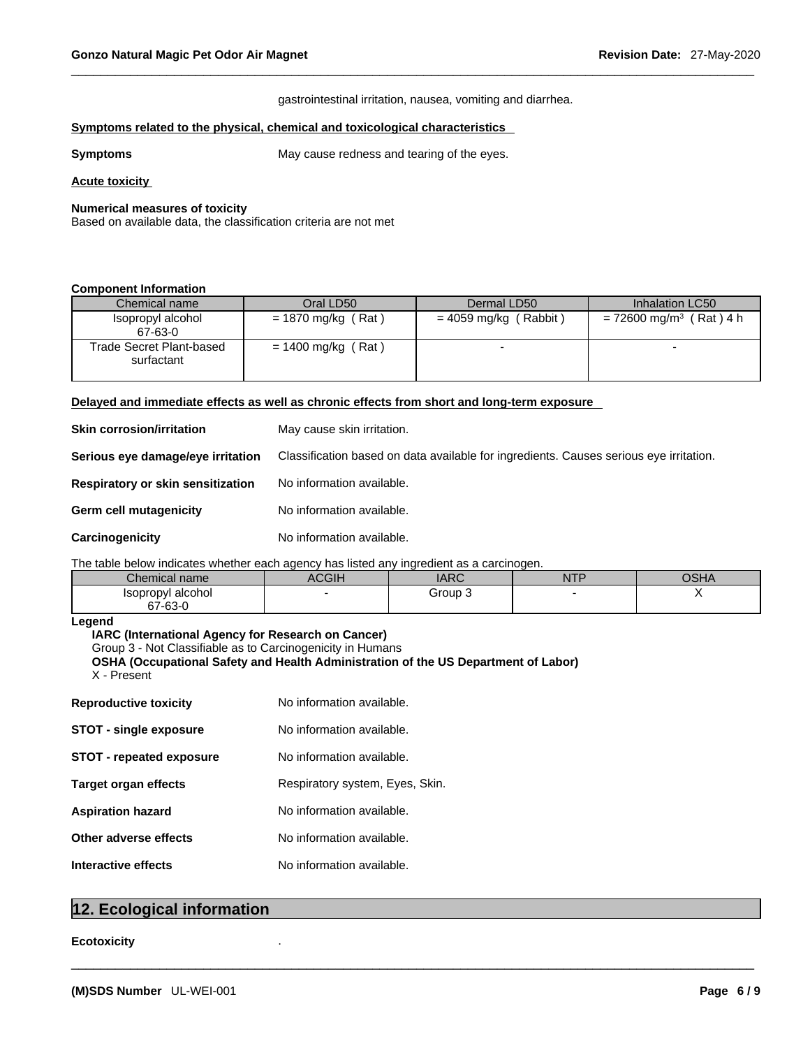gastrointestinal irritation, nausea, vomiting and diarrhea.

**Symptoms related to the physical, chemical and toxicological characteristics**

**Symptoms** May cause redness and tearing of the eyes.

**Acute toxicity**

**Numerical measures of toxicity**
Based on available data, the classification criteria are not met

**Component Information**

| Chemical name | Oral LD50 | Dermal LD50 | Inhalation LC50 |
|---|---|---|---|
| Isopropyl alcohol 67-63-0 | = 1870 mg/kg ( Rat ) | = 4059 mg/kg ( Rabbit ) | = 72600 mg/m$^3$ ( Rat ) 4 h |
| Trade Secret Plant-based surfactant | = 1400 mg/kg ( Rat ) | - | - |

**Delayed and immediate effects as well as chronic effects from short and long-term exposure**

**Skin corrosion/irritation** May cause skin irritation.

**Serious eye damage/eye irritation** Classification based on data available for ingredients. Causes serious eye irritation.

**Respiratory or skin sensitization** No information available.

**Germ cell mutagenicity** No information available.

**Carcinogenicity** No information available.

The table below indicates whether each agency has listed any ingredient as a carcinogen.

| Chemical name | ACGIH | IARC | NTP | OSHA |
|---|---|---|---|---|
| Isopropyl alcohol 67-63-0 | - | Group 3 | - | X |

**Legend**

**IARC (International Agency for Research on Cancer)**
Group 3 - Not Classifiable as to Carcinogenicity in Humans
**OSHA (Occupational Safety and Health Administration of the US Department of Labor)**
X - Present

**Reproductive toxicity** No information available.

**STOT - single exposure** No information available.

**STOT - repeated exposure** No information available.

**Target organ effects** Respiratory system, Eyes, Skin.

**Aspiration hazard** No information available.

**Other adverse effects** No information available.

**Interactive effects** No information available.

## 12. Ecological information

**Ecotoxicity** .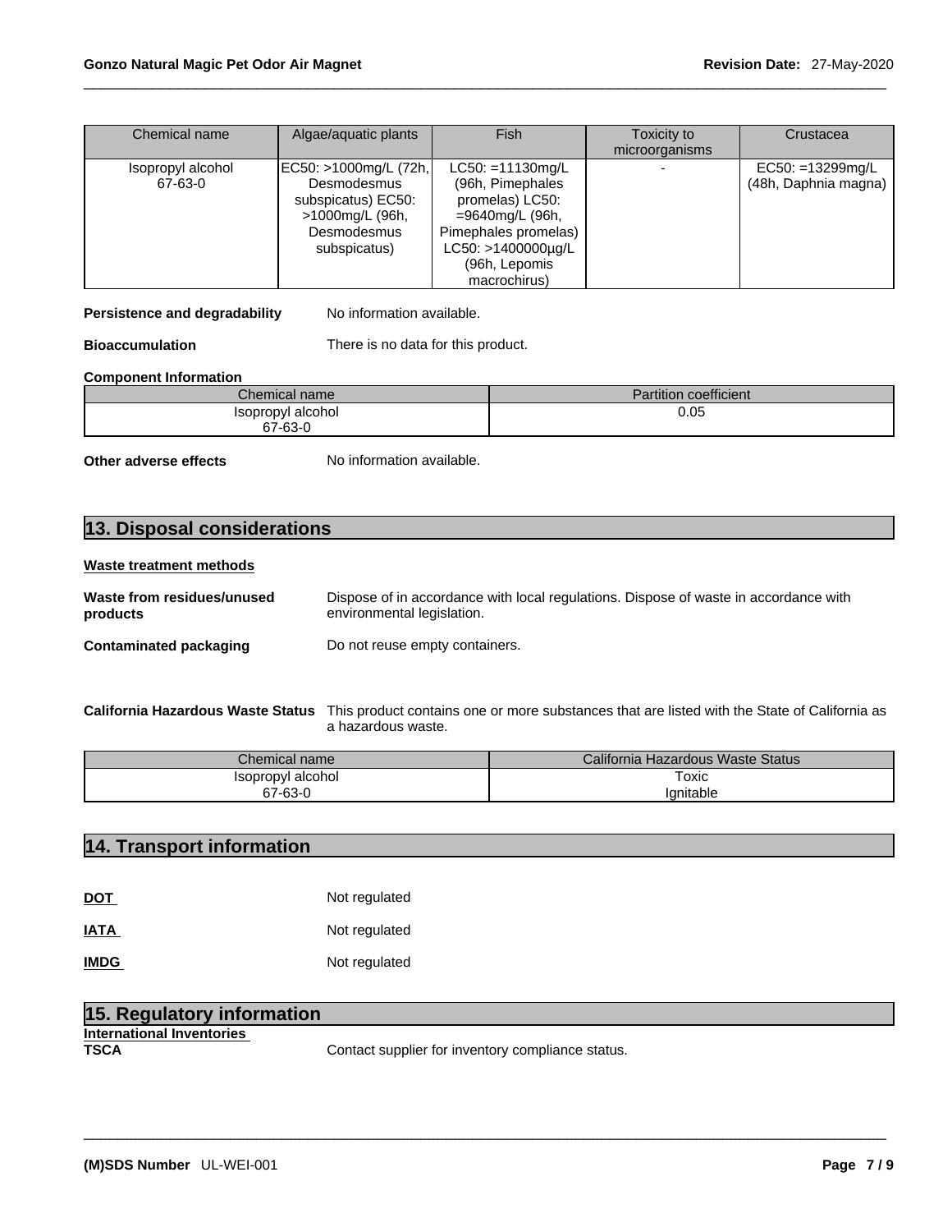| Chemical name | Algae/aquatic plants | Fish | Toxicity to microorganisms | Crustacea |
|---|---|---|---|---|
| Isopropyl alcohol 67-63-0 | EC50: >1000mg/L (72h, Desmodesmus subspicatus) EC50: >1000mg/L (96h, Desmodesmus subspicatus) | LC50: =11130mg/L (96h, Pimephales promelas) LC50: =9640mg/L (96h, Pimephales promelas) LC50: >1400000µg/L (96h, Lepomis macrochirus) | - | EC50: =13299mg/L (48h, Daphnia magna) |

**Persistence and degradability** No information available.

**Bioaccumulation** There is no data for this product.

**Component Information**

| Chemical name | Partition coefficient |
|---|---|
| Isopropyl alcohol 67-63-0 | 0.05 |

**Other adverse effects** No information available.

## 13. Disposal considerations

**Waste treatment methods**

**Waste from residues/unused products** Dispose of in accordance with local regulations. Dispose of waste in accordance with environmental legislation.

**Contaminated packaging** Do not reuse empty containers.

**California Hazardous Waste Status** This product contains one or more substances that are listed with the State of California as a hazardous waste.

| Chemical name | California Hazardous Waste Status |
|---|---|
| Isopropyl alcohol 67-63-0 | Toxic Ignitable |

## 14. Transport information

**DOT** Not regulated

**IATA** Not regulated

**IMDG** Not regulated

## 15. Regulatory information

**International Inventories**

**TSCA** Contact supplier for inventory compliance status.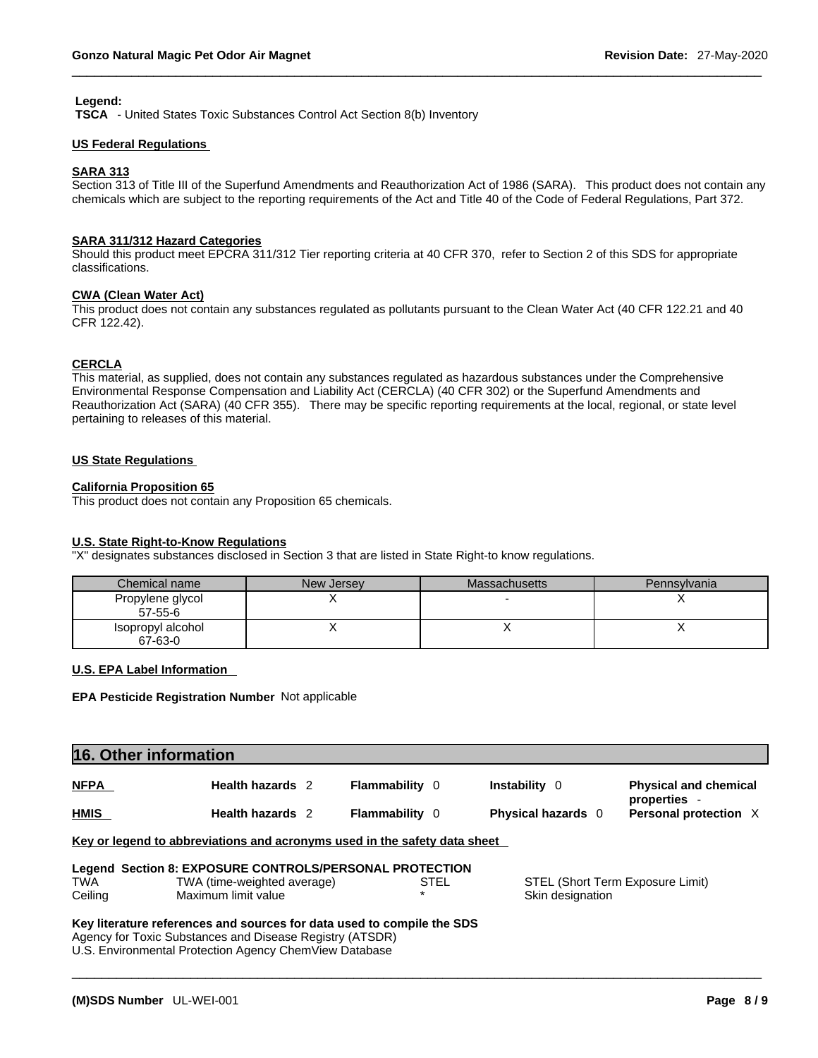**Legend:**
**TSCA** - United States Toxic Substances Control Act Section 8(b) Inventory

**US Federal Regulations**

**SARA 313**
Section 313 of Title III of the Superfund Amendments and Reauthorization Act of 1986 (SARA). This product does not contain any chemicals which are subject to the reporting requirements of the Act and Title 40 of the Code of Federal Regulations, Part 372.

**SARA 311/312 Hazard Categories**
Should this product meet EPCRA 311/312 Tier reporting criteria at 40 CFR 370, refer to Section 2 of this SDS for appropriate classifications.

**CWA (Clean Water Act)**
This product does not contain any substances regulated as pollutants pursuant to the Clean Water Act (40 CFR 122.21 and 40 CFR 122.42).

**CERCLA**
This material, as supplied, does not contain any substances regulated as hazardous substances under the Comprehensive Environmental Response Compensation and Liability Act (CERCLA) (40 CFR 302) or the Superfund Amendments and Reauthorization Act (SARA) (40 CFR 355). There may be specific reporting requirements at the local, regional, or state level pertaining to releases of this material.

**US State Regulations**

**California Proposition 65**
This product does not contain any Proposition 65 chemicals.

**U.S. State Right-to-Know Regulations**
"X" designates substances disclosed in Section 3 that are listed in State Right-to know regulations.

| Chemical name | New Jersey | Massachusetts | Pennsylvania |
|---|---|---|---|
| Propylene glycol 57-55-6 | X | - | X |
| Isopropyl alcohol 67-63-0 | X | X | X |

**U.S. EPA Label Information**

**EPA Pesticide Registration Number** Not applicable

## 16. Other information

| | | | | |
|---|---|---|---|---|
| **NFPA** | **Health hazards** 2 | **Flammability** 0 | **Instability** 0 | **Physical and chemical properties** - |
| **HMIS** | **Health hazards** 2 | **Flammability** 0 | **Physical hazards** 0 | **Personal protection** X |

**Key or legend to abbreviations and acronyms used in the safety data sheet**

**Legend Section 8: EXPOSURE CONTROLS/PERSONAL PROTECTION**

| | | | |
|---|---|---|---|
| TWA | TWA (time-weighted average) | STEL | STEL (Short Term Exposure Limit) |
| Ceiling | Maximum limit value | * | Skin designation |

**Key literature references and sources for data used to compile the SDS**
Agency for Toxic Substances and Disease Registry (ATSDR)
U.S. Environmental Protection Agency ChemView Database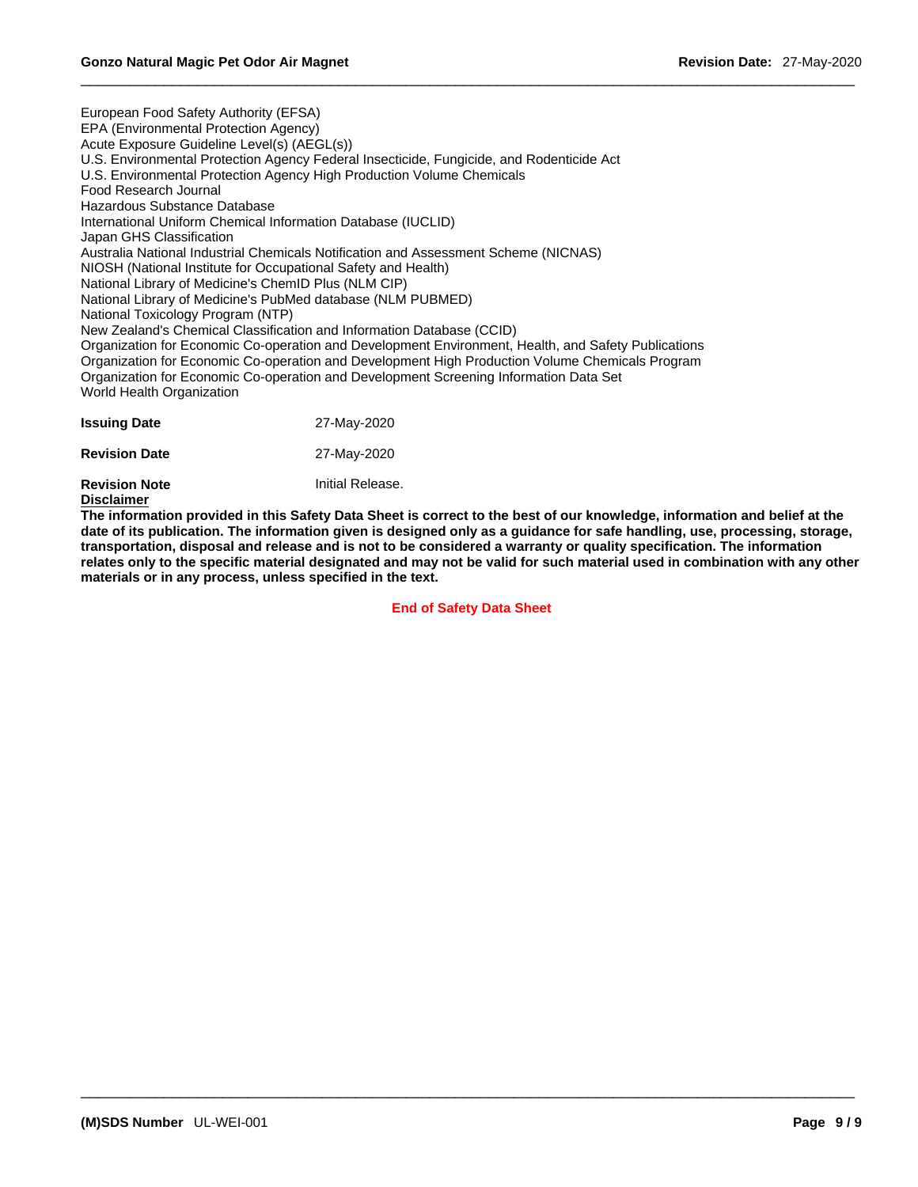European Food Safety Authority (EFSA)
EPA (Environmental Protection Agency)
Acute Exposure Guideline Level(s) (AEGL(s))
U.S. Environmental Protection Agency Federal Insecticide, Fungicide, and Rodenticide Act
U.S. Environmental Protection Agency High Production Volume Chemicals
Food Research Journal
Hazardous Substance Database
International Uniform Chemical Information Database (IUCLID)
Japan GHS Classification
Australia National Industrial Chemicals Notification and Assessment Scheme (NICNAS)
NIOSH (National Institute for Occupational Safety and Health)
National Library of Medicine's ChemID Plus (NLM CIP)
National Library of Medicine's PubMed database (NLM PUBMED)
National Toxicology Program (NTP)
New Zealand's Chemical Classification and Information Database (CCID)
Organization for Economic Co-operation and Development Environment, Health, and Safety Publications
Organization for Economic Co-operation and Development High Production Volume Chemicals Program
Organization for Economic Co-operation and Development Screening Information Data Set
World Health Organization

**Issuing Date** 27-May-2020

**Revision Date** 27-May-2020

**Revision Note** Initial Release.

**Disclaimer**

**The information provided in this Safety Data Sheet is correct to the best of our knowledge, information and belief at the date of its publication. The information given is designed only as a guidance for safe handling, use, processing, storage, transportation, disposal and release and is not to be considered a warranty or quality specification. The information relates only to the specific material designated and may not be valid for such material used in combination with any other materials or in any process, unless specified in the text.**

**End of Safety Data Sheet**